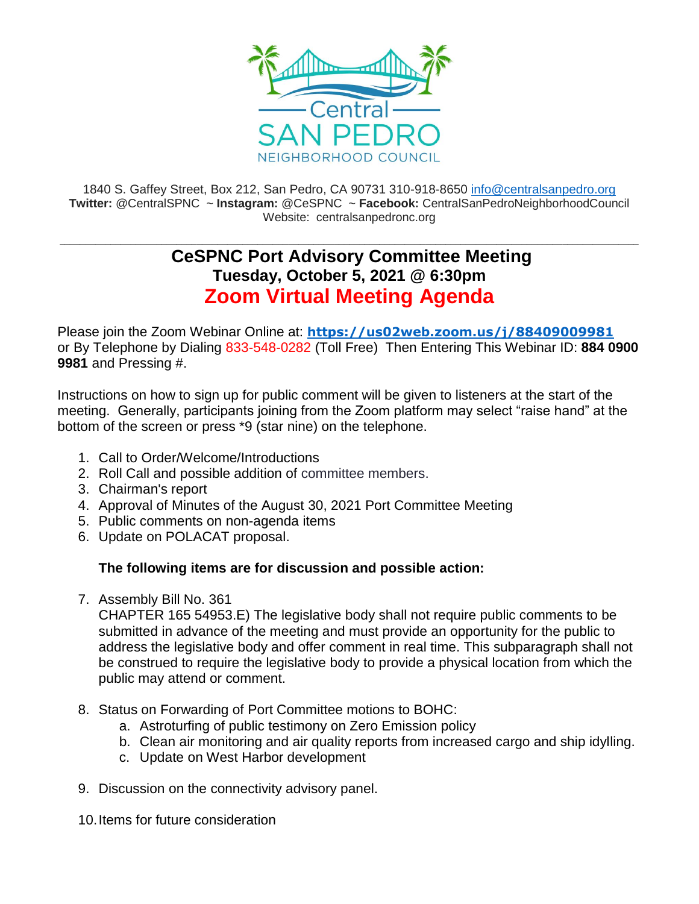Central SAN PEDRO NEIGHBORHOOD COUNCIL

1840 S. Gaffey Street, Box 212, San Pedro, CA 90731 310-918-8650 info@centralsanpedro.org
**Twitter:** @CentralSPNC ~ **Instagram:** @CeSPNC ~ **Facebook:** CentralSanPedroNeighborhoodCouncil
Website: centralsanpedronc.org

---

# CeSPNC Port Advisory Committee Meeting

## Tuesday, October 5, 2021 @ 6:30pm

## Zoom Virtual Meeting Agenda

Please join the Zoom Webinar Online at: **https://us02web.zoom.us/j/88409009981** or By Telephone by Dialing 833-548-0282 (Toll Free) Then Entering This Webinar ID: **884 0900 9981** and Pressing #.

Instructions on how to sign up for public comment will be given to listeners at the start of the meeting. Generally, participants joining from the Zoom platform may select "raise hand" at the bottom of the screen or press *9 (star nine) on the telephone.

1. Call to Order/Welcome/Introductions
2. Roll Call and possible addition of committee members.
3. Chairman's report
4. Approval of Minutes of the August 30, 2021 Port Committee Meeting
5. Public comments on non-agenda items
6. Update on POLACAT proposal.

**The following items are for discussion and possible action:**

7. Assembly Bill No. 361
   CHAPTER 165 54953.E) The legislative body shall not require public comments to be submitted in advance of the meeting and must provide an opportunity for the public to address the legislative body and offer comment in real time. This subparagraph shall not be construed to require the legislative body to provide a physical location from which the public may attend or comment.

8. Status on Forwarding of Port Committee motions to BOHC:
   a. Astroturfing of public testimony on Zero Emission policy
   b. Clean air monitoring and air quality reports from increased cargo and ship idylling.
   c. Update on West Harbor development

9. Discussion on the connectivity advisory panel.

10. Items for future consideration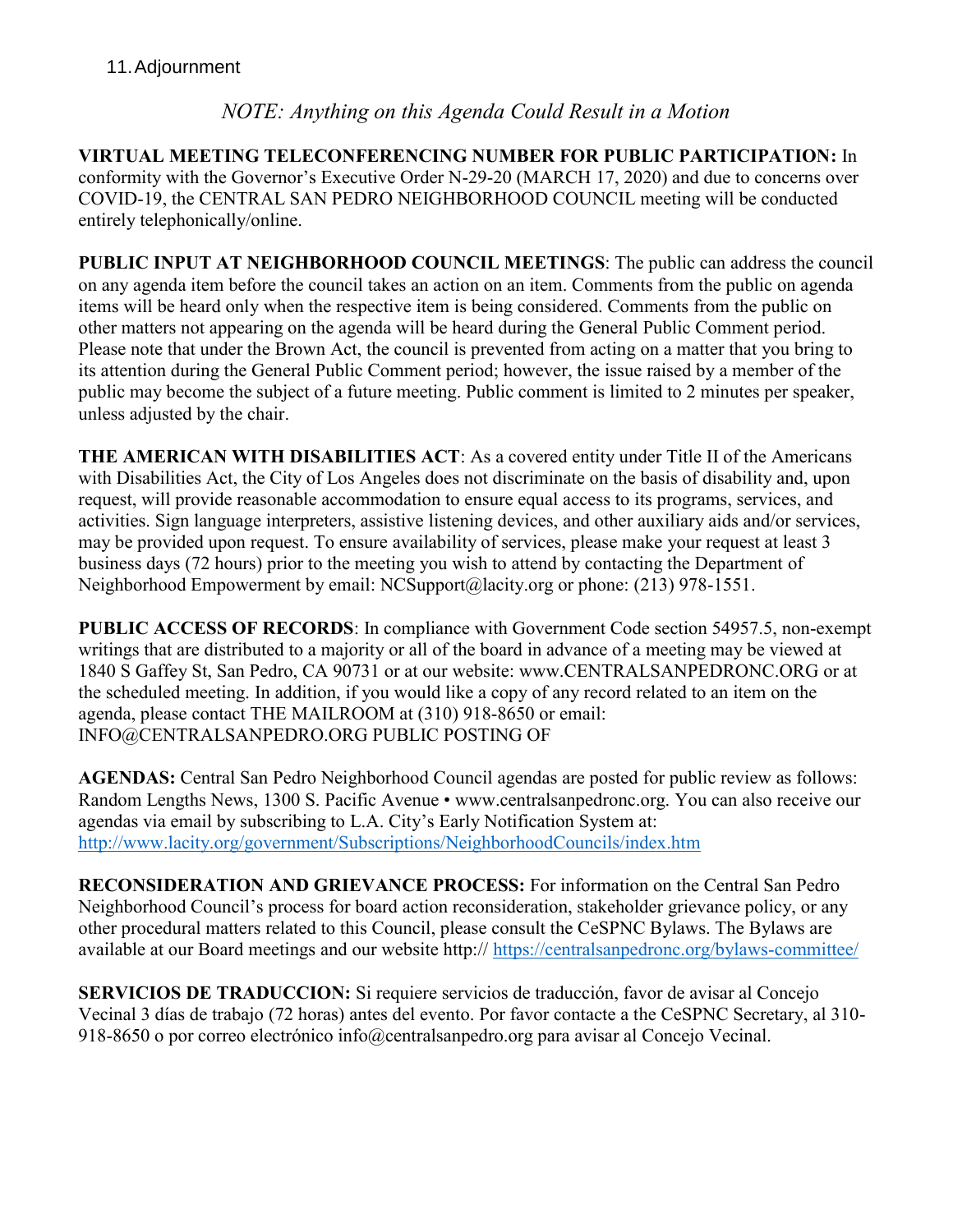11. Adjournment

*NOTE: Anything on this Agenda Could Result in a Motion*

**VIRTUAL MEETING TELECONFERENCING NUMBER FOR PUBLIC PARTICIPATION:** In conformity with the Governor's Executive Order N-29-20 (MARCH 17, 2020) and due to concerns over COVID-19, the CENTRAL SAN PEDRO NEIGHBORHOOD COUNCIL meeting will be conducted entirely telephonically/online.

**PUBLIC INPUT AT NEIGHBORHOOD COUNCIL MEETINGS**: The public can address the council on any agenda item before the council takes an action on an item. Comments from the public on agenda items will be heard only when the respective item is being considered. Comments from the public on other matters not appearing on the agenda will be heard during the General Public Comment period. Please note that under the Brown Act, the council is prevented from acting on a matter that you bring to its attention during the General Public Comment period; however, the issue raised by a member of the public may become the subject of a future meeting. Public comment is limited to 2 minutes per speaker, unless adjusted by the chair.

**THE AMERICAN WITH DISABILITIES ACT**: As a covered entity under Title II of the Americans with Disabilities Act, the City of Los Angeles does not discriminate on the basis of disability and, upon request, will provide reasonable accommodation to ensure equal access to its programs, services, and activities. Sign language interpreters, assistive listening devices, and other auxiliary aids and/or services, may be provided upon request. To ensure availability of services, please make your request at least 3 business days (72 hours) prior to the meeting you wish to attend by contacting the Department of Neighborhood Empowerment by email: NCSupport@lacity.org or phone: (213) 978-1551.

**PUBLIC ACCESS OF RECORDS**: In compliance with Government Code section 54957.5, non-exempt writings that are distributed to a majority or all of the board in advance of a meeting may be viewed at 1840 S Gaffey St, San Pedro, CA 90731 or at our website: www.CENTRALSANPEDRONC.ORG or at the scheduled meeting. In addition, if you would like a copy of any record related to an item on the agenda, please contact THE MAILROOM at (310) 918-8650 or email: INFO@CENTRALSANPEDRO.ORG PUBLIC POSTING OF

**AGENDAS:** Central San Pedro Neighborhood Council agendas are posted for public review as follows: Random Lengths News, 1300 S. Pacific Avenue • www.centralsanpedronc.org. You can also receive our agendas via email by subscribing to L.A. City's Early Notification System at: http://www.lacity.org/government/Subscriptions/NeighborhoodCouncils/index.htm

**RECONSIDERATION AND GRIEVANCE PROCESS:** For information on the Central San Pedro Neighborhood Council's process for board action reconsideration, stakeholder grievance policy, or any other procedural matters related to this Council, please consult the CeSPNC Bylaws. The Bylaws are available at our Board meetings and our website http:// https://centralsanpedronc.org/bylaws-committee/

**SERVICIOS DE TRADUCCION:** Si requiere servicios de traducción, favor de avisar al Concejo Vecinal 3 días de trabajo (72 horas) antes del evento. Por favor contacte a the CeSPNC Secretary, al 310-918-8650 o por correo electrónico info@centralsanpedro.org para avisar al Concejo Vecinal.